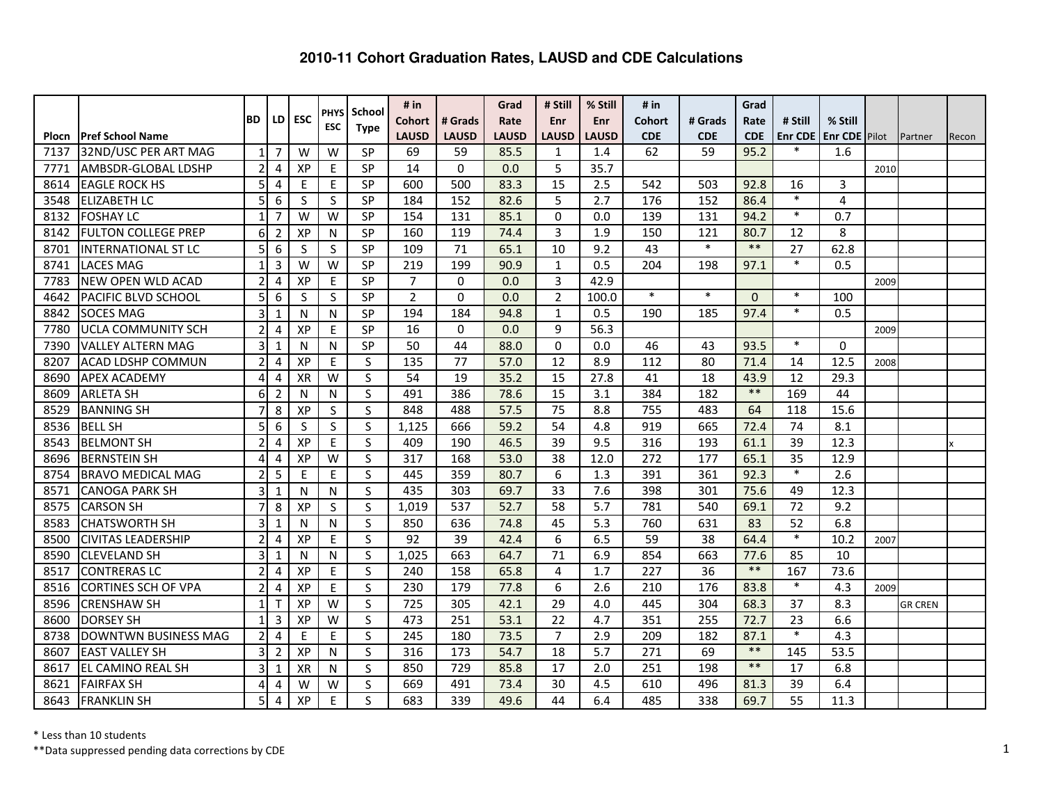# 2010-11 Cohort Graduation Rates, LAUSD and CDE Calculations

| Plocn | Pref School Name | BD | LD | ESC | PHYS ESC | School Type | # in Cohort LAUSD | # Grads LAUSD | Grad Rate LAUSD | # Still Enr LAUSD | % Still Enr LAUSD | # in Cohort CDE | # Grads CDE | Grad Rate CDE | # Still Enr CDE | % Still Enr CDE | Pilot | Partner | Recon |
|---|---|---|---|---|---|---|---|---|---|---|---|---|---|---|---|---|---|---|---|
| 7137 | 32ND/USC PER ART MAG | 1 | 7 | W | W | SP | 69 | 59 | 85.5 | 1 | 1.4 | 62 | 59 | 95.2 | * | 1.6 | | | |
| 7771 | AMBSDR-GLOBAL LDSHP | 2 | 4 | XP | E | SP | 14 | 0 | 0.0 | 5 | 35.7 | | | | | | 2010 | | |
| 8614 | EAGLE ROCK HS | 5 | 4 | E | E | SP | 600 | 500 | 83.3 | 15 | 2.5 | 542 | 503 | 92.8 | 16 | 3 | | | |
| 3548 | ELIZABETH LC | 5 | 6 | S | S | SP | 184 | 152 | 82.6 | 5 | 2.7 | 176 | 152 | 86.4 | * | 4 | | | |
| 8132 | FOSHAY LC | 1 | 7 | W | W | SP | 154 | 131 | 85.1 | 0 | 0.0 | 139 | 131 | 94.2 | * | 0.7 | | | |
| 8142 | FULTON COLLEGE PREP | 6 | 2 | XP | N | SP | 160 | 119 | 74.4 | 3 | 1.9 | 150 | 121 | 80.7 | 12 | 8 | | | |
| 8701 | INTERNATIONAL ST LC | 5 | 6 | S | S | SP | 109 | 71 | 65.1 | 10 | 9.2 | 43 | * | ** | 27 | 62.8 | | | |
| 8741 | LACES MAG | 1 | 3 | W | W | SP | 219 | 199 | 90.9 | 1 | 0.5 | 204 | 198 | 97.1 | * | 0.5 | | | |
| 7783 | NEW OPEN WLD ACAD | 2 | 4 | XP | E | SP | 7 | 0 | 0.0 | 3 | 42.9 | | | | | | 2009 | | |
| 4642 | PACIFIC BLVD SCHOOL | 5 | 6 | S | S | SP | 2 | 0 | 0.0 | 2 | 100.0 | * | * | 0 | * | 100 | | | |
| 8842 | SOCES MAG | 3 | 1 | N | N | SP | 194 | 184 | 94.8 | 1 | 0.5 | 190 | 185 | 97.4 | * | 0.5 | | | |
| 7780 | UCLA COMMUNITY SCH | 2 | 4 | XP | E | SP | 16 | 0 | 0.0 | 9 | 56.3 | | | | | | 2009 | | |
| 7390 | VALLEY ALTERN MAG | 3 | 1 | N | N | SP | 50 | 44 | 88.0 | 0 | 0.0 | 46 | 43 | 93.5 | * | 0 | | | |
| 8207 | ACAD LDSHP COMMUN | 2 | 4 | XP | E | S | 135 | 77 | 57.0 | 12 | 8.9 | 112 | 80 | 71.4 | 14 | 12.5 | 2008 | | |
| 8690 | APEX ACADEMY | 4 | 4 | XR | W | S | 54 | 19 | 35.2 | 15 | 27.8 | 41 | 18 | 43.9 | 12 | 29.3 | | | |
| 8609 | ARLETA SH | 6 | 2 | N | N | S | 491 | 386 | 78.6 | 15 | 3.1 | 384 | 182 | ** | 169 | 44 | | | |
| 8529 | BANNING SH | 7 | 8 | XP | S | S | 848 | 488 | 57.5 | 75 | 8.8 | 755 | 483 | 64 | 118 | 15.6 | | | |
| 8536 | BELL SH | 5 | 6 | S | S | S | 1,125 | 666 | 59.2 | 54 | 4.8 | 919 | 665 | 72.4 | 74 | 8.1 | | | |
| 8543 | BELMONT SH | 2 | 4 | XP | E | S | 409 | 190 | 46.5 | 39 | 9.5 | 316 | 193 | 61.1 | 39 | 12.3 | | | x |
| 8696 | BERNSTEIN SH | 4 | 4 | XP | W | S | 317 | 168 | 53.0 | 38 | 12.0 | 272 | 177 | 65.1 | 35 | 12.9 | | | |
| 8754 | BRAVO MEDICAL MAG | 2 | 5 | E | E | S | 445 | 359 | 80.7 | 6 | 1.3 | 391 | 361 | 92.3 | * | 2.6 | | | |
| 8571 | CANOGA PARK SH | 3 | 1 | N | N | S | 435 | 303 | 69.7 | 33 | 7.6 | 398 | 301 | 75.6 | 49 | 12.3 | | | |
| 8575 | CARSON SH | 7 | 8 | XP | S | S | 1,019 | 537 | 52.7 | 58 | 5.7 | 781 | 540 | 69.1 | 72 | 9.2 | | | |
| 8583 | CHATSWORTH SH | 3 | 1 | N | N | S | 850 | 636 | 74.8 | 45 | 5.3 | 760 | 631 | 83 | 52 | 6.8 | | | |
| 8500 | CIVITAS LEADERSHIP | 2 | 4 | XP | E | S | 92 | 39 | 42.4 | 6 | 6.5 | 59 | 38 | 64.4 | * | 10.2 | 2007 | | |
| 8590 | CLEVELAND SH | 3 | 1 | N | N | S | 1,025 | 663 | 64.7 | 71 | 6.9 | 854 | 663 | 77.6 | 85 | 10 | | | |
| 8517 | CONTRERAS LC | 2 | 4 | XP | E | S | 240 | 158 | 65.8 | 4 | 1.7 | 227 | 36 | ** | 167 | 73.6 | | | |
| 8516 | CORTINES SCH OF VPA | 2 | 4 | XP | E | S | 230 | 179 | 77.8 | 6 | 2.6 | 210 | 176 | 83.8 | * | 4.3 | 2009 | | |
| 8596 | CRENSHAW SH | 1 | T | XP | W | S | 725 | 305 | 42.1 | 29 | 4.0 | 445 | 304 | 68.3 | 37 | 8.3 | | GR CREN | |
| 8600 | DORSEY SH | 1 | 3 | XP | W | S | 473 | 251 | 53.1 | 22 | 4.7 | 351 | 255 | 72.7 | 23 | 6.6 | | | |
| 8738 | DOWNTWN BUSINESS MAG | 2 | 4 | E | E | S | 245 | 180 | 73.5 | 7 | 2.9 | 209 | 182 | 87.1 | * | 4.3 | | | |
| 8607 | EAST VALLEY SH | 3 | 2 | XP | N | S | 316 | 173 | 54.7 | 18 | 5.7 | 271 | 69 | ** | 145 | 53.5 | | | |
| 8617 | EL CAMINO REAL SH | 3 | 1 | XR | N | S | 850 | 729 | 85.8 | 17 | 2.0 | 251 | 198 | ** | 17 | 6.8 | | | |
| 8621 | FAIRFAX SH | 4 | 4 | W | W | S | 669 | 491 | 73.4 | 30 | 4.5 | 610 | 496 | 81.3 | 39 | 6.4 | | | |
| 8643 | FRANKLIN SH | 5 | 4 | XP | E | S | 683 | 339 | 49.6 | 44 | 6.4 | 485 | 338 | 69.7 | 55 | 11.3 | | | |

\* Less than 10 students

**Data suppressed pending data corrections by CDE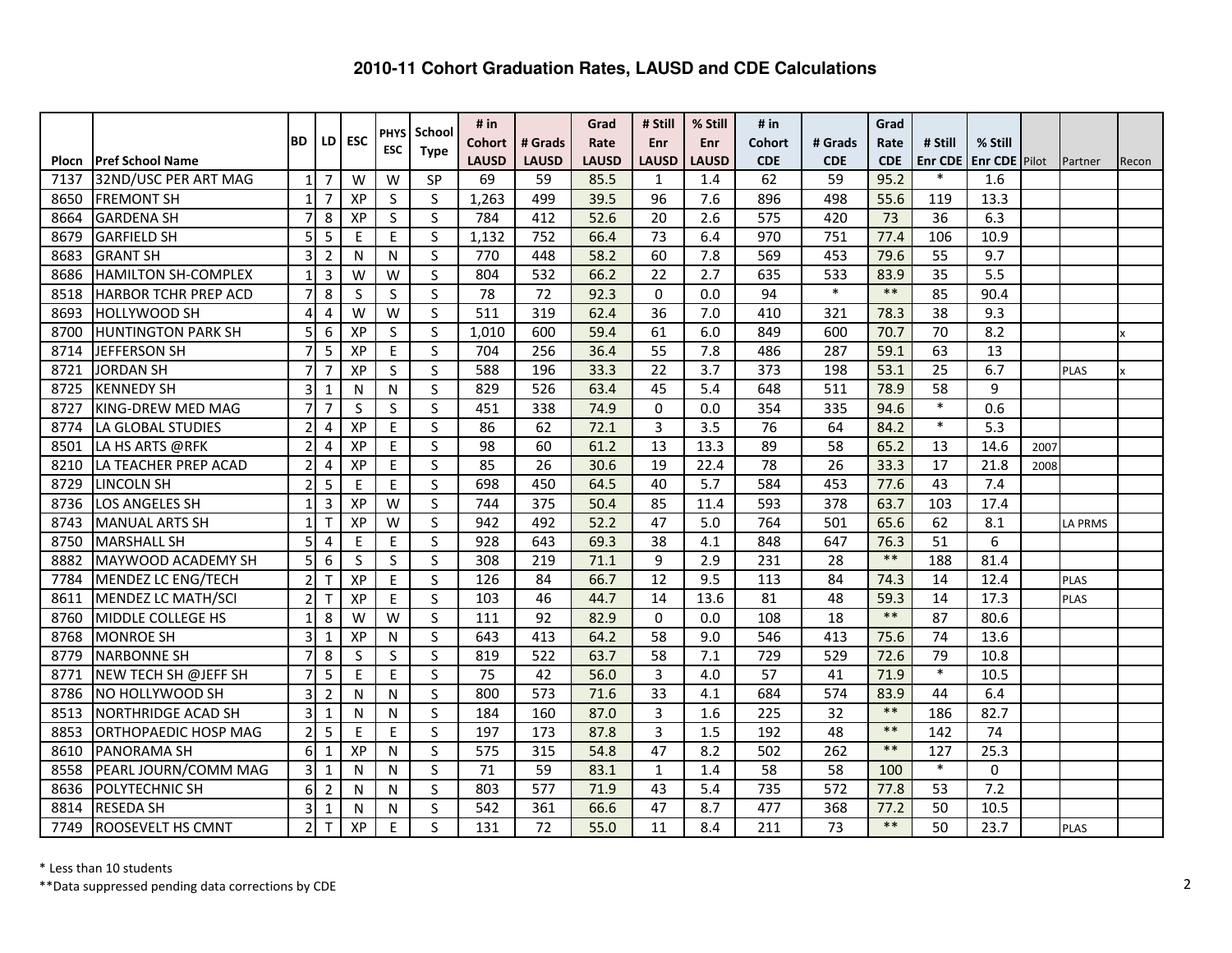# 2010-11 Cohort Graduation Rates, LAUSD and CDE Calculations

| Plocn | Pref School Name | BD | LD | ESC | PHYS ESC | School Type | # in Cohort LAUSD | # Grads LAUSD | Grad Rate LAUSD | # Still Enr LAUSD | % Still Enr LAUSD | # in Cohort CDE | # Grads CDE | Grad Rate CDE | # Still Enr CDE | % Still Enr CDE | Pilot | Partner | Recon |
|---|---|---|---|---|---|---|---|---|---|---|---|---|---|---|---|---|---|---|---|
| 7137 | 32ND/USC PER ART MAG | 1 | 7 | W | W | SP | 69 | 59 | 85.5 | 1 | 1.4 | 62 | 59 | 95.2 | * | 1.6 | | | |
| 8650 | FREMONT SH | 1 | 7 | XP | S | S | 1,263 | 499 | 39.5 | 96 | 7.6 | 896 | 498 | 55.6 | 119 | 13.3 | | | |
| 8664 | GARDENA SH | 7 | 8 | XP | S | S | 784 | 412 | 52.6 | 20 | 2.6 | 575 | 420 | 73 | 36 | 6.3 | | | |
| 8679 | GARFIELD SH | 5 | 5 | E | E | S | 1,132 | 752 | 66.4 | 73 | 6.4 | 970 | 751 | 77.4 | 106 | 10.9 | | | |
| 8683 | GRANT SH | 3 | 2 | N | N | S | 770 | 448 | 58.2 | 60 | 7.8 | 569 | 453 | 79.6 | 55 | 9.7 | | | |
| 8686 | HAMILTON SH-COMPLEX | 1 | 3 | W | W | S | 804 | 532 | 66.2 | 22 | 2.7 | 635 | 533 | 83.9 | 35 | 5.5 | | | |
| 8518 | HARBOR TCHR PREP ACD | 7 | 8 | S | S | S | 78 | 72 | 92.3 | 0 | 0.0 | 94 | * | ** | 85 | 90.4 | | | |
| 8693 | HOLLYWOOD SH | 4 | 4 | W | W | S | 511 | 319 | 62.4 | 36 | 7.0 | 410 | 321 | 78.3 | 38 | 9.3 | | | |
| 8700 | HUNTINGTON PARK SH | 5 | 6 | XP | S | S | 1,010 | 600 | 59.4 | 61 | 6.0 | 849 | 600 | 70.7 | 70 | 8.2 | | | x |
| 8714 | JEFFERSON SH | 7 | 5 | XP | E | S | 704 | 256 | 36.4 | 55 | 7.8 | 486 | 287 | 59.1 | 63 | 13 | | | |
| 8721 | JORDAN SH | 7 | 7 | XP | S | S | 588 | 196 | 33.3 | 22 | 3.7 | 373 | 198 | 53.1 | 25 | 6.7 | | PLAS | x |
| 8725 | KENNEDY SH | 3 | 1 | N | N | S | 829 | 526 | 63.4 | 45 | 5.4 | 648 | 511 | 78.9 | 58 | 9 | | | |
| 8727 | KING-DREW MED MAG | 7 | 7 | S | S | S | 451 | 338 | 74.9 | 0 | 0.0 | 354 | 335 | 94.6 | * | 0.6 | | | |
| 8774 | LA GLOBAL STUDIES | 2 | 4 | XP | E | S | 86 | 62 | 72.1 | 3 | 3.5 | 76 | 64 | 84.2 | * | 5.3 | | | |
| 8501 | LA HS ARTS @RFK | 2 | 4 | XP | E | S | 98 | 60 | 61.2 | 13 | 13.3 | 89 | 58 | 65.2 | 13 | 14.6 | 2007 | | |
| 8210 | LA TEACHER PREP ACAD | 2 | 4 | XP | E | S | 85 | 26 | 30.6 | 19 | 22.4 | 78 | 26 | 33.3 | 17 | 21.8 | 2008 | | |
| 8729 | LINCOLN SH | 2 | 5 | E | E | S | 698 | 450 | 64.5 | 40 | 5.7 | 584 | 453 | 77.6 | 43 | 7.4 | | | |
| 8736 | LOS ANGELES SH | 1 | 3 | XP | W | S | 744 | 375 | 50.4 | 85 | 11.4 | 593 | 378 | 63.7 | 103 | 17.4 | | | |
| 8743 | MANUAL ARTS SH | 1 | T | XP | W | S | 942 | 492 | 52.2 | 47 | 5.0 | 764 | 501 | 65.6 | 62 | 8.1 | | LA PRMS | |
| 8750 | MARSHALL SH | 5 | 4 | E | E | S | 928 | 643 | 69.3 | 38 | 4.1 | 848 | 647 | 76.3 | 51 | 6 | | | |
| 8882 | MAYWOOD ACADEMY SH | 5 | 6 | S | S | S | 308 | 219 | 71.1 | 9 | 2.9 | 231 | 28 | ** | 188 | 81.4 | | | |
| 7784 | MENDEZ LC ENG/TECH | 2 | T | XP | E | S | 126 | 84 | 66.7 | 12 | 9.5 | 113 | 84 | 74.3 | 14 | 12.4 | | PLAS | |
| 8611 | MENDEZ LC MATH/SCI | 2 | T | XP | E | S | 103 | 46 | 44.7 | 14 | 13.6 | 81 | 48 | 59.3 | 14 | 17.3 | | PLAS | |
| 8760 | MIDDLE COLLEGE HS | 1 | 8 | W | W | S | 111 | 92 | 82.9 | 0 | 0.0 | 108 | 18 | ** | 87 | 80.6 | | | |
| 8768 | MONROE SH | 3 | 1 | XP | N | S | 643 | 413 | 64.2 | 58 | 9.0 | 546 | 413 | 75.6 | 74 | 13.6 | | | |
| 8779 | NARBONNE SH | 7 | 8 | S | S | S | 819 | 522 | 63.7 | 58 | 7.1 | 729 | 529 | 72.6 | 79 | 10.8 | | | |
| 8771 | NEW TECH SH @JEFF SH | 7 | 5 | E | E | S | 75 | 42 | 56.0 | 3 | 4.0 | 57 | 41 | 71.9 | * | 10.5 | | | |
| 8786 | NO HOLLYWOOD SH | 3 | 2 | N | N | S | 800 | 573 | 71.6 | 33 | 4.1 | 684 | 574 | 83.9 | 44 | 6.4 | | | |
| 8513 | NORTHRIDGE ACAD SH | 3 | 1 | N | N | S | 184 | 160 | 87.0 | 3 | 1.6 | 225 | 32 | ** | 186 | 82.7 | | | |
| 8853 | ORTHOPAEDIC HOSP MAG | 2 | 5 | E | E | S | 197 | 173 | 87.8 | 3 | 1.5 | 192 | 48 | ** | 142 | 74 | | | |
| 8610 | PANORAMA SH | 6 | 1 | XP | N | S | 575 | 315 | 54.8 | 47 | 8.2 | 502 | 262 | ** | 127 | 25.3 | | | |
| 8558 | PEARL JOURN/COMM MAG | 3 | 1 | N | N | S | 71 | 59 | 83.1 | 1 | 1.4 | 58 | 58 | 100 | * | 0 | | | |
| 8636 | POLYTECHNIC SH | 6 | 2 | N | N | S | 803 | 577 | 71.9 | 43 | 5.4 | 735 | 572 | 77.8 | 53 | 7.2 | | | |
| 8814 | RESEDA SH | 3 | 1 | N | N | S | 542 | 361 | 66.6 | 47 | 8.7 | 477 | 368 | 77.2 | 50 | 10.5 | | | |
| 7749 | ROOSEVELT HS CMNT | 2 | T | XP | E | S | 131 | 72 | 55.0 | 11 | 8.4 | 211 | 73 | ** | 50 | 23.7 | | PLAS | |

\* Less than 10 students

**Data suppressed pending data corrections by CDE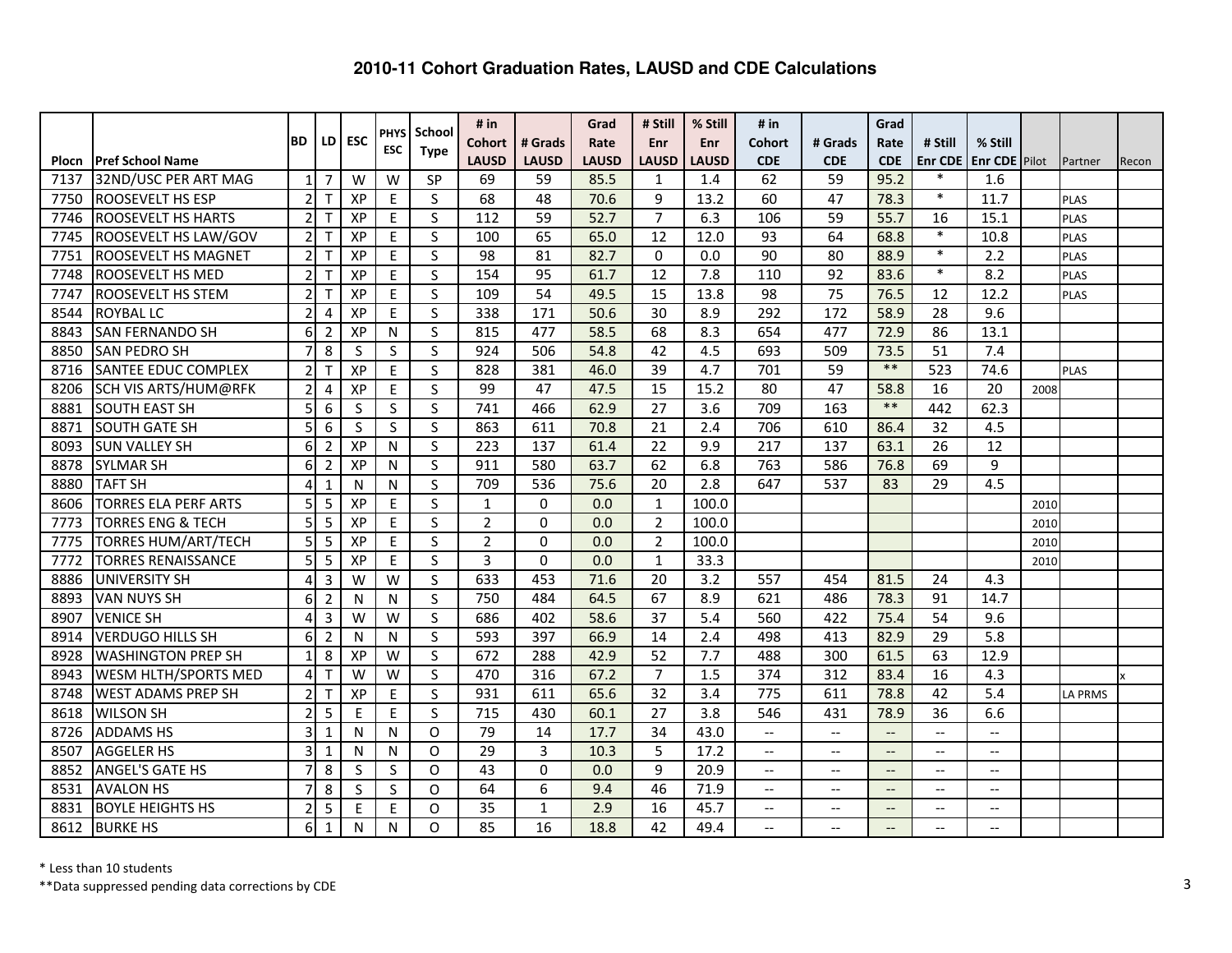# 2010-11 Cohort Graduation Rates, LAUSD and CDE Calculations

| Plocn | Pref School Name | BD | LD | ESC | PHYS ESC | School Type | # in Cohort LAUSD | # Grads LAUSD | Grad Rate LAUSD | # Still Enr LAUSD | % Still Enr LAUSD | # in Cohort CDE | # Grads CDE | Grad Rate CDE | # Still Enr CDE | % Still Enr CDE | Pilot | Partner | Recon |
|---|---|---|---|---|---|---|---|---|---|---|---|---|---|---|---|---|---|---|---|
| 7137 | 32ND/USC PER ART MAG | 1 | 7 | W | W | SP | 69 | 59 | 85.5 | 1 | 1.4 | 62 | 59 | 95.2 | * | 1.6 | | | |
| 7750 | ROOSEVELT HS ESP | 2 | T | XP | E | S | 68 | 48 | 70.6 | 9 | 13.2 | 60 | 47 | 78.3 | * | 11.7 | | PLAS | |
| 7746 | ROOSEVELT HS HARTS | 2 | T | XP | E | S | 112 | 59 | 52.7 | 7 | 6.3 | 106 | 59 | 55.7 | 16 | 15.1 | | PLAS | |
| 7745 | ROOSEVELT HS LAW/GOV | 2 | T | XP | E | S | 100 | 65 | 65.0 | 12 | 12.0 | 93 | 64 | 68.8 | * | 10.8 | | PLAS | |
| 7751 | ROOSEVELT HS MAGNET | 2 | T | XP | E | S | 98 | 81 | 82.7 | 0 | 0.0 | 90 | 80 | 88.9 | * | 2.2 | | PLAS | |
| 7748 | ROOSEVELT HS MED | 2 | T | XP | E | S | 154 | 95 | 61.7 | 12 | 7.8 | 110 | 92 | 83.6 | * | 8.2 | | PLAS | |
| 7747 | ROOSEVELT HS STEM | 2 | T | XP | E | S | 109 | 54 | 49.5 | 15 | 13.8 | 98 | 75 | 76.5 | 12 | 12.2 | | PLAS | |
| 8544 | ROYBAL LC | 2 | 4 | XP | E | S | 338 | 171 | 50.6 | 30 | 8.9 | 292 | 172 | 58.9 | 28 | 9.6 | | | |
| 8843 | SAN FERNANDO SH | 6 | 2 | XP | N | S | 815 | 477 | 58.5 | 68 | 8.3 | 654 | 477 | 72.9 | 86 | 13.1 | | | |
| 8850 | SAN PEDRO SH | 7 | 8 | S | S | S | 924 | 506 | 54.8 | 42 | 4.5 | 693 | 509 | 73.5 | 51 | 7.4 | | | |
| 8716 | SANTEE EDUC COMPLEX | 2 | T | XP | E | S | 828 | 381 | 46.0 | 39 | 4.7 | 701 | 59 | ** | 523 | 74.6 | | PLAS | |
| 8206 | SCH VIS ARTS/HUM@RFK | 2 | 4 | XP | E | S | 99 | 47 | 47.5 | 15 | 15.2 | 80 | 47 | 58.8 | 16 | 20 | 2008 | | |
| 8881 | SOUTH EAST SH | 5 | 6 | S | S | S | 741 | 466 | 62.9 | 27 | 3.6 | 709 | 163 | ** | 442 | 62.3 | | | |
| 8871 | SOUTH GATE SH | 5 | 6 | S | S | S | 863 | 611 | 70.8 | 21 | 2.4 | 706 | 610 | 86.4 | 32 | 4.5 | | | |
| 8093 | SUN VALLEY SH | 6 | 2 | XP | N | S | 223 | 137 | 61.4 | 22 | 9.9 | 217 | 137 | 63.1 | 26 | 12 | | | |
| 8878 | SYLMAR SH | 6 | 2 | XP | N | S | 911 | 580 | 63.7 | 62 | 6.8 | 763 | 586 | 76.8 | 69 | 9 | | | |
| 8880 | TAFT SH | 4 | 1 | N | N | S | 709 | 536 | 75.6 | 20 | 2.8 | 647 | 537 | 83 | 29 | 4.5 | | | |
| 8606 | TORRES ELA PERF ARTS | 5 | 5 | XP | E | S | 1 | 0 | 0.0 | 1 | 100.0 | | | | | | 2010 | | |
| 7773 | TORRES ENG & TECH | 5 | 5 | XP | E | S | 2 | 0 | 0.0 | 2 | 100.0 | | | | | | 2010 | | |
| 7775 | TORRES HUM/ART/TECH | 5 | 5 | XP | E | S | 2 | 0 | 0.0 | 2 | 100.0 | | | | | | 2010 | | |
| 7772 | TORRES RENAISSANCE | 5 | 5 | XP | E | S | 3 | 0 | 0.0 | 1 | 33.3 | | | | | | 2010 | | |
| 8886 | UNIVERSITY SH | 4 | 3 | W | W | S | 633 | 453 | 71.6 | 20 | 3.2 | 557 | 454 | 81.5 | 24 | 4.3 | | | |
| 8893 | VAN NUYS SH | 6 | 2 | N | N | S | 750 | 484 | 64.5 | 67 | 8.9 | 621 | 486 | 78.3 | 91 | 14.7 | | | |
| 8907 | VENICE SH | 4 | 3 | W | W | S | 686 | 402 | 58.6 | 37 | 5.4 | 560 | 422 | 75.4 | 54 | 9.6 | | | |
| 8914 | VERDUGO HILLS SH | 6 | 2 | N | N | S | 593 | 397 | 66.9 | 14 | 2.4 | 498 | 413 | 82.9 | 29 | 5.8 | | | |
| 8928 | WASHINGTON PREP SH | 1 | 8 | XP | W | S | 672 | 288 | 42.9 | 52 | 7.7 | 488 | 300 | 61.5 | 63 | 12.9 | | | |
| 8943 | WESM HLTH/SPORTS MED | 4 | T | W | W | S | 470 | 316 | 67.2 | 7 | 1.5 | 374 | 312 | 83.4 | 16 | 4.3 | | | x |
| 8748 | WEST ADAMS PREP SH | 2 | T | XP | E | S | 931 | 611 | 65.6 | 32 | 3.4 | 775 | 611 | 78.8 | 42 | 5.4 | | LA PRMS | |
| 8618 | WILSON SH | 2 | 5 | E | E | S | 715 | 430 | 60.1 | 27 | 3.8 | 546 | 431 | 78.9 | 36 | 6.6 | | | |
| 8726 | ADDAMS HS | 3 | 1 | N | N | O | 79 | 14 | 17.7 | 34 | 43.0 | -- | -- | -- | -- | -- | | | |
| 8507 | AGGELER HS | 3 | 1 | N | N | O | 29 | 3 | 10.3 | 5 | 17.2 | -- | -- | -- | -- | -- | | | |
| 8852 | ANGEL'S GATE HS | 7 | 8 | S | S | O | 43 | 0 | 0.0 | 9 | 20.9 | -- | -- | -- | -- | -- | | | |
| 8531 | AVALON HS | 7 | 8 | S | S | O | 64 | 6 | 9.4 | 46 | 71.9 | -- | -- | -- | -- | -- | | | |
| 8831 | BOYLE HEIGHTS HS | 2 | 5 | E | E | O | 35 | 1 | 2.9 | 16 | 45.7 | -- | -- | -- | -- | -- | | | |
| 8612 | BURKE HS | 6 | 1 | N | N | O | 85 | 16 | 18.8 | 42 | 49.4 | -- | -- | -- | -- | -- | | | |

\* Less than 10 students

\*\*Data suppressed pending data corrections by CDE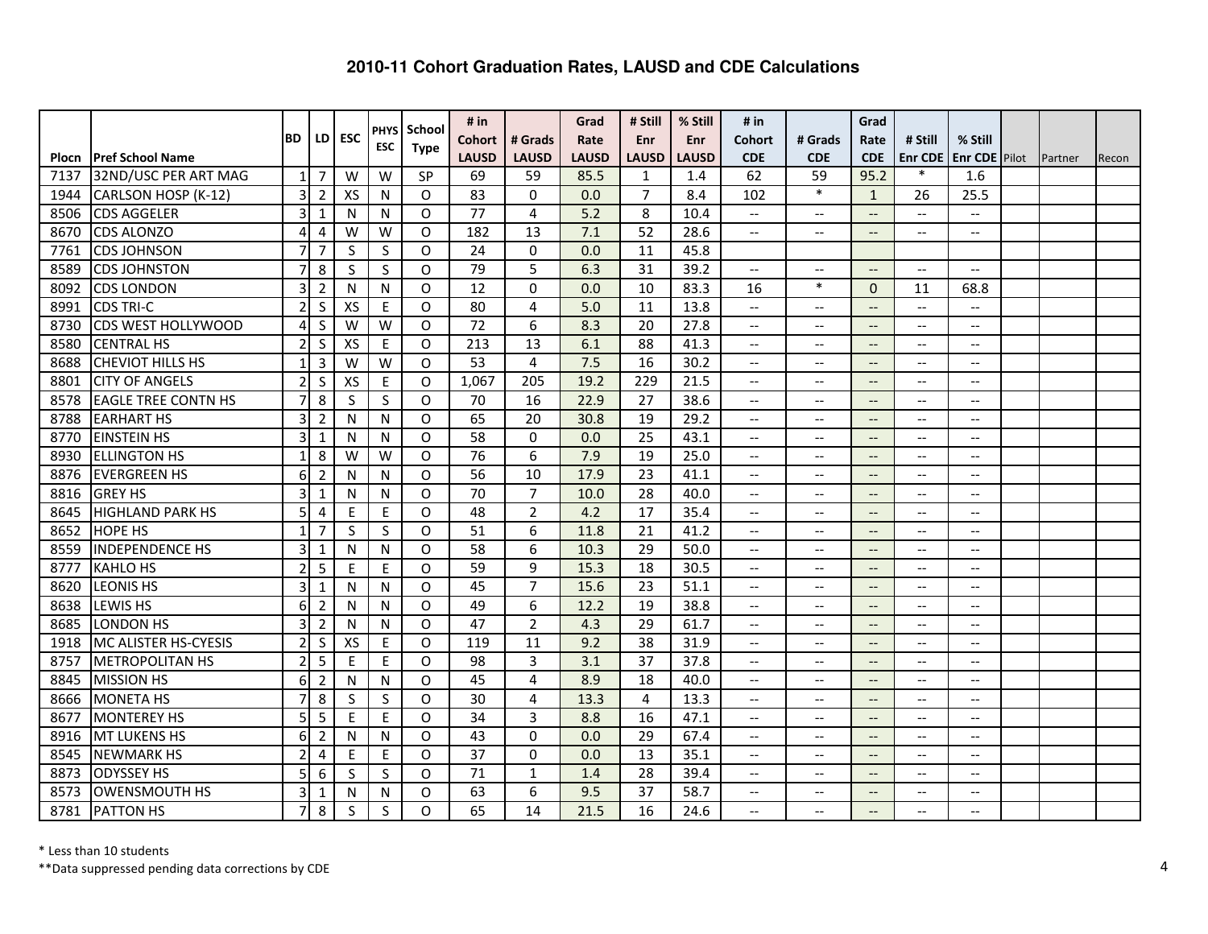# 2010-11 Cohort Graduation Rates, LAUSD and CDE Calculations

| Plocn | Pref School Name | BD | LD | ESC | PHYS ESC | School Type | # in Cohort LAUSD | # Grads LAUSD | Grad Rate LAUSD | # Still Enr LAUSD | % Still Enr LAUSD | # in Cohort CDE | # Grads CDE | Grad Rate CDE | # Still Enr CDE | % Still Enr CDE | Pilot | Partner | Recon |
|---|---|---|---|---|---|---|---|---|---|---|---|---|---|---|---|---|---|---|---|
| 7137 | 32ND/USC PER ART MAG | 1 | 7 | W | W | SP | 69 | 59 | 85.5 | 1 | 1.4 | 62 | 59 | 95.2 | * | 1.6 | | | |
| 1944 | CARLSON HOSP (K-12) | 3 | 2 | XS | N | O | 83 | 0 | 0.0 | 7 | 8.4 | 102 | * | 1 | 26 | 25.5 | | | |
| 8506 | CDS AGGELER | 3 | 1 | N | N | O | 77 | 4 | 5.2 | 8 | 10.4 | -- | -- | -- | -- | -- | | | |
| 8670 | CDS ALONZO | 4 | 4 | W | W | O | 182 | 13 | 7.1 | 52 | 28.6 | -- | -- | -- | -- | -- | | | |
| 7761 | CDS JOHNSON | 7 | 7 | S | S | O | 24 | 0 | 0.0 | 11 | 45.8 | | | | | | | | |
| 8589 | CDS JOHNSTON | 7 | 8 | S | S | O | 79 | 5 | 6.3 | 31 | 39.2 | -- | -- | -- | -- | -- | | | |
| 8092 | CDS LONDON | 3 | 2 | N | N | O | 12 | 0 | 0.0 | 10 | 83.3 | 16 | * | 0 | 11 | 68.8 | | | |
| 8991 | CDS TRI-C | 2 | S | XS | E | O | 80 | 4 | 5.0 | 11 | 13.8 | -- | -- | -- | -- | -- | | | |
| 8730 | CDS WEST HOLLYWOOD | 4 | S | W | W | O | 72 | 6 | 8.3 | 20 | 27.8 | -- | -- | -- | -- | -- | | | |
| 8580 | CENTRAL HS | 2 | S | XS | E | O | 213 | 13 | 6.1 | 88 | 41.3 | -- | -- | -- | -- | -- | | | |
| 8688 | CHEVIOT HILLS HS | 1 | 3 | W | W | O | 53 | 4 | 7.5 | 16 | 30.2 | -- | -- | -- | -- | -- | | | |
| 8801 | CITY OF ANGELS | 2 | S | XS | E | O | 1,067 | 205 | 19.2 | 229 | 21.5 | -- | -- | -- | -- | -- | | | |
| 8578 | EAGLE TREE CONTN HS | 7 | 8 | S | S | O | 70 | 16 | 22.9 | 27 | 38.6 | -- | -- | -- | -- | -- | | | |
| 8788 | EARHART HS | 3 | 2 | N | N | O | 65 | 20 | 30.8 | 19 | 29.2 | -- | -- | -- | -- | -- | | | |
| 8770 | EINSTEIN HS | 3 | 1 | N | N | O | 58 | 0 | 0.0 | 25 | 43.1 | -- | -- | -- | -- | -- | | | |
| 8930 | ELLINGTON HS | 1 | 8 | W | W | O | 76 | 6 | 7.9 | 19 | 25.0 | -- | -- | -- | -- | -- | | | |
| 8876 | EVERGREEN HS | 6 | 2 | N | N | O | 56 | 10 | 17.9 | 23 | 41.1 | -- | -- | -- | -- | -- | | | |
| 8816 | GREY HS | 3 | 1 | N | N | O | 70 | 7 | 10.0 | 28 | 40.0 | -- | -- | -- | -- | -- | | | |
| 8645 | HIGHLAND PARK HS | 5 | 4 | E | E | O | 48 | 2 | 4.2 | 17 | 35.4 | -- | -- | -- | -- | -- | | | |
| 8652 | HOPE HS | 1 | 7 | S | S | O | 51 | 6 | 11.8 | 21 | 41.2 | -- | -- | -- | -- | -- | | | |
| 8559 | INDEPENDENCE HS | 3 | 1 | N | N | O | 58 | 6 | 10.3 | 29 | 50.0 | -- | -- | -- | -- | -- | | | |
| 8777 | KAHLO HS | 2 | 5 | E | E | O | 59 | 9 | 15.3 | 18 | 30.5 | -- | -- | -- | -- | -- | | | |
| 8620 | LEONIS HS | 3 | 1 | N | N | O | 45 | 7 | 15.6 | 23 | 51.1 | -- | -- | -- | -- | -- | | | |
| 8638 | LEWIS HS | 6 | 2 | N | N | O | 49 | 6 | 12.2 | 19 | 38.8 | -- | -- | -- | -- | -- | | | |
| 8685 | LONDON HS | 3 | 2 | N | N | O | 47 | 2 | 4.3 | 29 | 61.7 | -- | -- | -- | -- | -- | | | |
| 1918 | MC ALISTER HS-CYESIS | 2 | S | XS | E | O | 119 | 11 | 9.2 | 38 | 31.9 | -- | -- | -- | -- | -- | | | |
| 8757 | METROPOLITAN HS | 2 | 5 | E | E | O | 98 | 3 | 3.1 | 37 | 37.8 | -- | -- | -- | -- | -- | | | |
| 8845 | MISSION HS | 6 | 2 | N | N | O | 45 | 4 | 8.9 | 18 | 40.0 | -- | -- | -- | -- | -- | | | |
| 8666 | MONETA HS | 7 | 8 | S | S | O | 30 | 4 | 13.3 | 4 | 13.3 | -- | -- | -- | -- | -- | | | |
| 8677 | MONTEREY HS | 5 | 5 | E | E | O | 34 | 3 | 8.8 | 16 | 47.1 | -- | -- | -- | -- | -- | | | |
| 8916 | MT LUKENS HS | 6 | 2 | N | N | O | 43 | 0 | 0.0 | 29 | 67.4 | -- | -- | -- | -- | -- | | | |
| 8545 | NEWMARK HS | 2 | 4 | E | E | O | 37 | 0 | 0.0 | 13 | 35.1 | -- | -- | -- | -- | -- | | | |
| 8873 | ODYSSEY HS | 5 | 6 | S | S | O | 71 | 1 | 1.4 | 28 | 39.4 | -- | -- | -- | -- | -- | | | |
| 8573 | OWENSMOUTH HS | 3 | 1 | N | N | O | 63 | 6 | 9.5 | 37 | 58.7 | -- | -- | -- | -- | -- | | | |
| 8781 | PATTON HS | 7 | 8 | S | S | O | 65 | 14 | 21.5 | 16 | 24.6 | -- | -- | -- | -- | -- | | | |

* Less than 10 students

**Data suppressed pending data corrections by CDE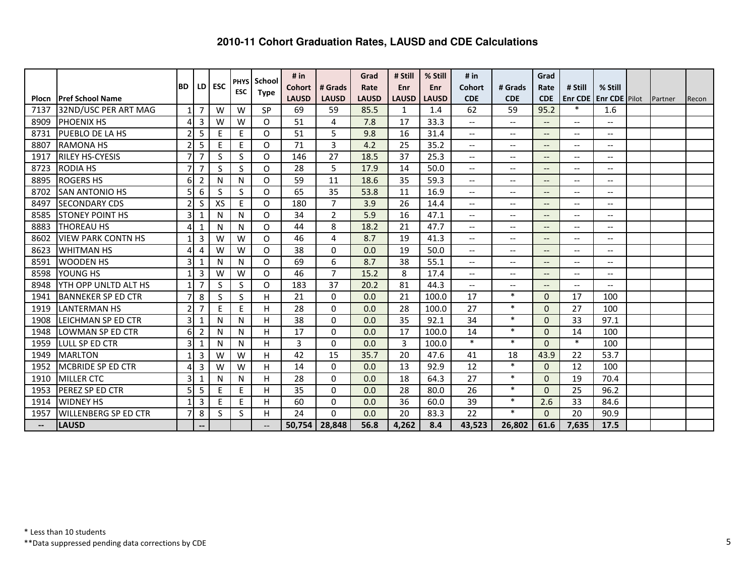# 2010-11 Cohort Graduation Rates, LAUSD and CDE Calculations

| Plocn | Pref School Name | BD | LD | ESC | PHYS ESC | School Type | # in Cohort LAUSD | # Grads LAUSD | Grad Rate LAUSD | # Still Enr LAUSD | % Still Enr LAUSD | # in Cohort CDE | # Grads CDE | Grad Rate CDE | # Still Enr CDE | % Still Enr CDE | Pilot | Partner | Recon |
|---|---|---|---|---|---|---|---|---|---|---|---|---|---|---|---|---|---|---|---|
| 7137 | 32ND/USC PER ART MAG | 1 | 7 | W | W | SP | 69 | 59 | 85.5 | 1 | 1.4 | 62 | 59 | 95.2 | * | 1.6 | | | |
| 8909 | PHOENIX HS | 4 | 3 | W | W | O | 51 | 4 | 7.8 | 17 | 33.3 | -- | -- | -- | -- | -- | | | |
| 8731 | PUEBLO DE LA HS | 2 | 5 | E | E | O | 51 | 5 | 9.8 | 16 | 31.4 | -- | -- | -- | -- | -- | | | |
| 8807 | RAMONA HS | 2 | 5 | E | E | O | 71 | 3 | 4.2 | 25 | 35.2 | -- | -- | -- | -- | -- | | | |
| 1917 | RILEY HS-CYESIS | 7 | 7 | S | S | O | 146 | 27 | 18.5 | 37 | 25.3 | -- | -- | -- | -- | -- | | | |
| 8723 | RODIA HS | 7 | 7 | S | S | O | 28 | 5 | 17.9 | 14 | 50.0 | -- | -- | -- | -- | -- | | | |
| 8895 | ROGERS HS | 6 | 2 | N | N | O | 59 | 11 | 18.6 | 35 | 59.3 | -- | -- | -- | -- | -- | | | |
| 8702 | SAN ANTONIO HS | 5 | 6 | S | S | O | 65 | 35 | 53.8 | 11 | 16.9 | -- | -- | -- | -- | -- | | | |
| 8497 | SECONDARY CDS | 2 | S | XS | E | O | 180 | 7 | 3.9 | 26 | 14.4 | -- | -- | -- | -- | -- | | | |
| 8585 | STONEY POINT HS | 3 | 1 | N | N | O | 34 | 2 | 5.9 | 16 | 47.1 | -- | -- | -- | -- | -- | | | |
| 8883 | THOREAU HS | 4 | 1 | N | N | O | 44 | 8 | 18.2 | 21 | 47.7 | -- | -- | -- | -- | -- | | | |
| 8602 | VIEW PARK CONTN HS | 1 | 3 | W | W | O | 46 | 4 | 8.7 | 19 | 41.3 | -- | -- | -- | -- | -- | | | |
| 8623 | WHITMAN HS | 4 | 4 | W | W | O | 38 | 0 | 0.0 | 19 | 50.0 | -- | -- | -- | -- | -- | | | |
| 8591 | WOODEN HS | 3 | 1 | N | N | O | 69 | 6 | 8.7 | 38 | 55.1 | -- | -- | -- | -- | -- | | | |
| 8598 | YOUNG HS | 1 | 3 | W | W | O | 46 | 7 | 15.2 | 8 | 17.4 | -- | -- | -- | -- | -- | | | |
| 8948 | YTH OPP UNLTD ALT HS | 1 | 7 | S | S | O | 183 | 37 | 20.2 | 81 | 44.3 | -- | -- | -- | -- | -- | | | |
| 1941 | BANNEKER SP ED CTR | 7 | 8 | S | S | H | 21 | 0 | 0.0 | 21 | 100.0 | 17 | * | 0 | 17 | 100 | | | |
| 1919 | LANTERMAN HS | 2 | 7 | E | E | H | 28 | 0 | 0.0 | 28 | 100.0 | 27 | * | 0 | 27 | 100 | | | |
| 1908 | LEICHMAN SP ED CTR | 3 | 1 | N | N | H | 38 | 0 | 0.0 | 35 | 92.1 | 34 | * | 0 | 33 | 97.1 | | | |
| 1948 | LOWMAN SP ED CTR | 6 | 2 | N | N | H | 17 | 0 | 0.0 | 17 | 100.0 | 14 | * | 0 | 14 | 100 | | | |
| 1959 | LULL SP ED CTR | 3 | 1 | N | N | H | 3 | 0 | 0.0 | 3 | 100.0 | * | * | 0 | * | 100 | | | |
| 1949 | MARLTON | 1 | 3 | W | W | H | 42 | 15 | 35.7 | 20 | 47.6 | 41 | 18 | 43.9 | 22 | 53.7 | | | |
| 1952 | MCBRIDE SP ED CTR | 4 | 3 | W | W | H | 14 | 0 | 0.0 | 13 | 92.9 | 12 | * | 0 | 12 | 100 | | | |
| 1910 | MILLER CTC | 3 | 1 | N | N | H | 28 | 0 | 0.0 | 18 | 64.3 | 27 | * | 0 | 19 | 70.4 | | | |
| 1953 | PEREZ SP ED CTR | 5 | 5 | E | E | H | 35 | 0 | 0.0 | 28 | 80.0 | 26 | * | 0 | 25 | 96.2 | | | |
| 1914 | WIDNEY HS | 1 | 3 | E | E | H | 60 | 0 | 0.0 | 36 | 60.0 | 39 | * | 2.6 | 33 | 84.6 | | | |
| 1957 | WILLENBERG SP ED CTR | 7 | 8 | S | S | H | 24 | 0 | 0.0 | 20 | 83.3 | 22 | * | 0 | 20 | 90.9 | | | |
| -- | **LAUSD** | | -- | | | -- | **50,754** | **28,848** | **56.8** | **4,262** | **8.4** | **43,523** | **26,802** | **61.6** | **7,635** | **17.5** | | | |

\* Less than 10 students

\*\*Data suppressed pending data corrections by CDE